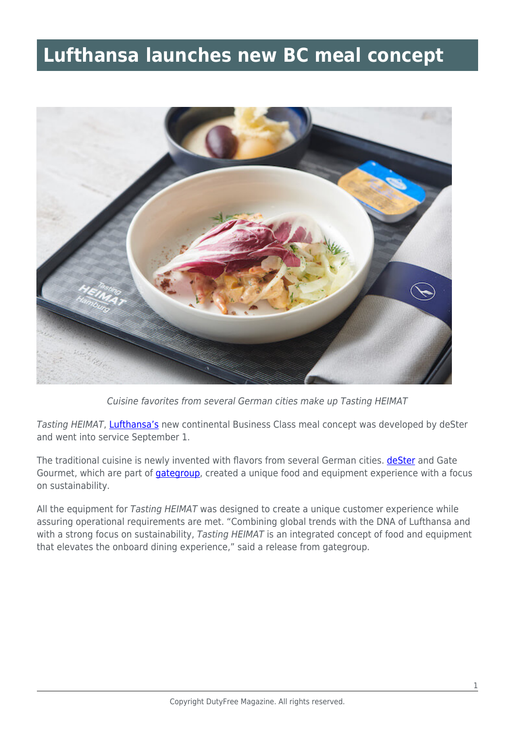# Lufthansa launches new BC meal concept

*Cuisine favorites from several German cities make up Tasting HEIMAT*

*Tasting HEIMAT*, Lufthansa's new continental Business Class meal concept was developed by deSter and went into service September 1.

The traditional cuisine is newly invented with flavors from several German cities. deSter and Gate Gourmet, which are part of gategroup, created a unique food and equipment experience with a focus on sustainability.

All the equipment for *Tasting HEIMAT* was designed to create a unique customer experience while assuring operational requirements are met. "Combining global trends with the DNA of Lufthansa and with a strong focus on sustainability, *Tasting HEIMAT* is an integrated concept of food and equipment that elevates the onboard dining experience," said a release from gategroup.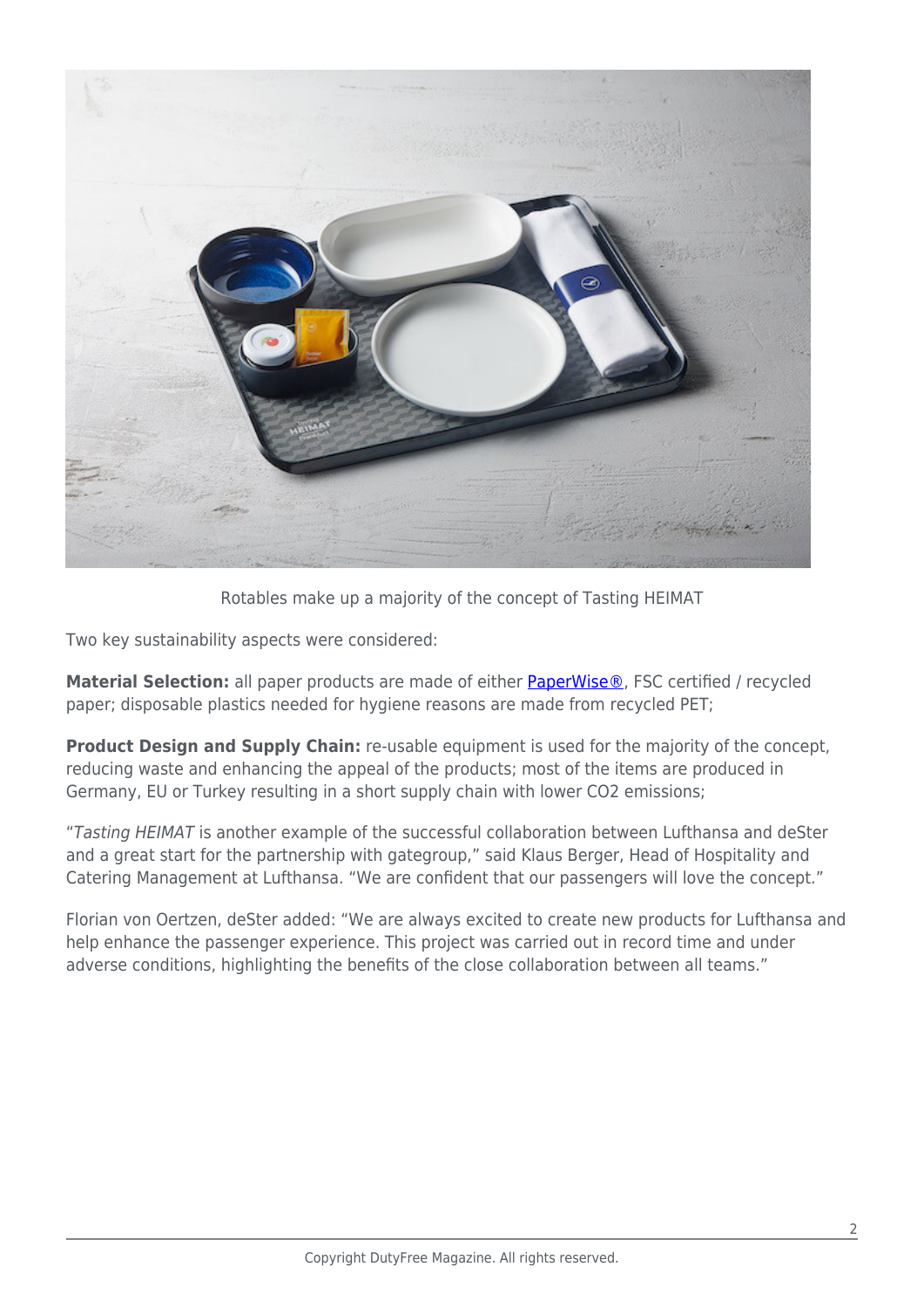Rotables make up a majority of the concept of Tasting HEIMAT

Two key sustainability aspects were considered:

**Material Selection:** all paper products are made of either PaperWise®, FSC certified / recycled paper; disposable plastics needed for hygiene reasons are made from recycled PET;

**Product Design and Supply Chain:** re-usable equipment is used for the majority of the concept, reducing waste and enhancing the appeal of the products; most of the items are produced in Germany, EU or Turkey resulting in a short supply chain with lower $CO_2$ emissions;

"*Tasting HEIMAT* is another example of the successful collaboration between Lufthansa and deSter and a great start for the partnership with gategroup," said Klaus Berger, Head of Hospitality and Catering Management at Lufthansa. "We are confident that our passengers will love the concept."

Florian von Oertzen, deSter added: "We are always excited to create new products for Lufthansa and help enhance the passenger experience. This project was carried out in record time and under adverse conditions, highlighting the benefits of the close collaboration between all teams."